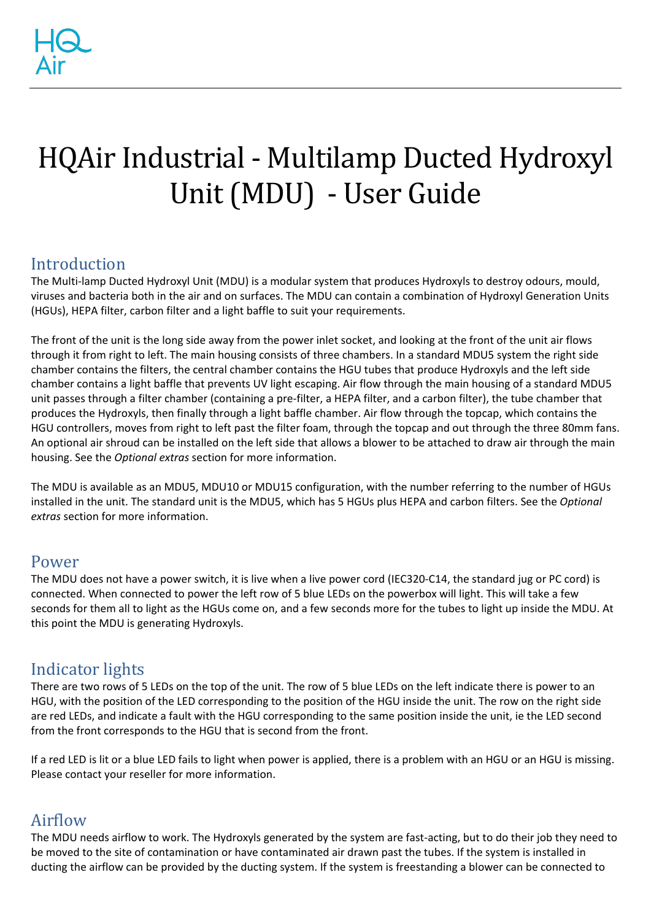HQ
Air

# HQAir Industrial - Multilamp Ducted Hydroxyl Unit (MDU) - User Guide

## Introduction

The Multi-lamp Ducted Hydroxyl Unit (MDU) is a modular system that produces Hydroxyls to destroy odours, mould, viruses and bacteria both in the air and on surfaces. The MDU can contain a combination of Hydroxyl Generation Units (HGUs), HEPA filter, carbon filter and a light baffle to suit your requirements.

The front of the unit is the long side away from the power inlet socket, and looking at the front of the unit air flows through it from right to left. The main housing consists of three chambers. In a standard MDU5 system the right side chamber contains the filters, the central chamber contains the HGU tubes that produce Hydroxyls and the left side chamber contains a light baffle that prevents UV light escaping. Air flow through the main housing of a standard MDU5 unit passes through a filter chamber (containing a pre-filter, a HEPA filter, and a carbon filter), the tube chamber that produces the Hydroxyls, then finally through a light baffle chamber. Air flow through the topcap, which contains the HGU controllers, moves from right to left past the filter foam, through the topcap and out through the three 80mm fans. An optional air shroud can be installed on the left side that allows a blower to be attached to draw air through the main housing. See the *Optional extras* section for more information.

The MDU is available as an MDU5, MDU10 or MDU15 configuration, with the number referring to the number of HGUs installed in the unit. The standard unit is the MDU5, which has 5 HGUs plus HEPA and carbon filters. See the *Optional extras* section for more information.

## Power

The MDU does not have a power switch, it is live when a live power cord (IEC320-C14, the standard jug or PC cord) is connected. When connected to power the left row of 5 blue LEDs on the powerbox will light. This will take a few seconds for them all to light as the HGUs come on, and a few seconds more for the tubes to light up inside the MDU. At this point the MDU is generating Hydroxyls.

## Indicator lights

There are two rows of 5 LEDs on the top of the unit. The row of 5 blue LEDs on the left indicate there is power to an HGU, with the position of the LED corresponding to the position of the HGU inside the unit. The row on the right side are red LEDs, and indicate a fault with the HGU corresponding to the same position inside the unit, ie the LED second from the front corresponds to the HGU that is second from the front.

If a red LED is lit or a blue LED fails to light when power is applied, there is a problem with an HGU or an HGU is missing. Please contact your reseller for more information.

## Airflow

The MDU needs airflow to work. The Hydroxyls generated by the system are fast-acting, but to do their job they need to be moved to the site of contamination or have contaminated air drawn past the tubes. If the system is installed in ducting the airflow can be provided by the ducting system. If the system is freestanding a blower can be connected to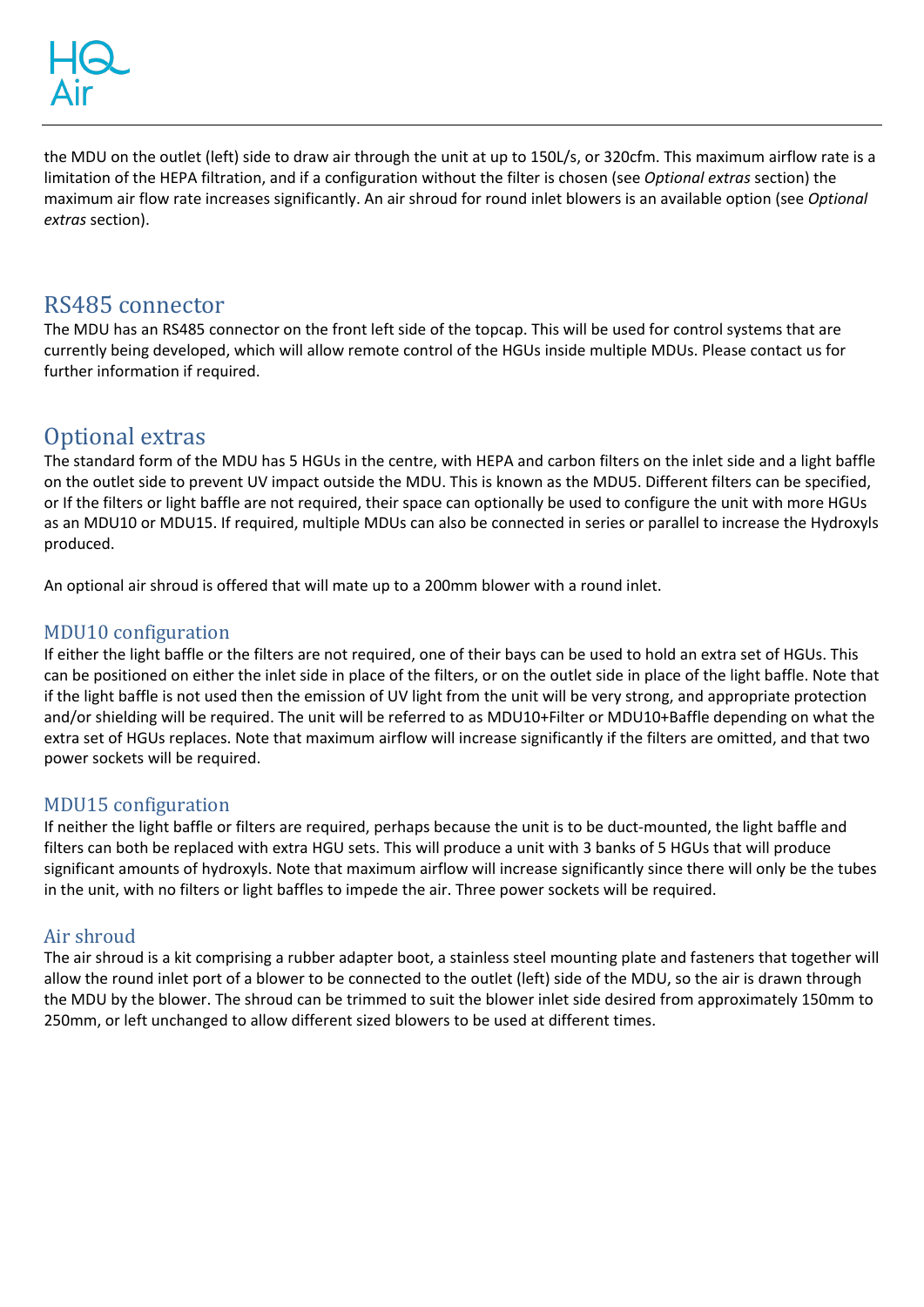the MDU on the outlet (left) side to draw air through the unit at up to 150L/s, or 320cfm. This maximum airflow rate is a limitation of the HEPA filtration, and if a configuration without the filter is chosen (see *Optional extras* section) the maximum air flow rate increases significantly. An air shroud for round inlet blowers is an available option (see *Optional extras* section).

## RS485 connector

The MDU has an RS485 connector on the front left side of the topcap. This will be used for control systems that are currently being developed, which will allow remote control of the HGUs inside multiple MDUs. Please contact us for further information if required.

## Optional extras

The standard form of the MDU has 5 HGUs in the centre, with HEPA and carbon filters on the inlet side and a light baffle on the outlet side to prevent UV impact outside the MDU. This is known as the MDU5. Different filters can be specified, or If the filters or light baffle are not required, their space can optionally be used to configure the unit with more HGUs as an MDU10 or MDU15. If required, multiple MDUs can also be connected in series or parallel to increase the Hydroxyls produced.

An optional air shroud is offered that will mate up to a 200mm blower with a round inlet.

### MDU10 configuration

If either the light baffle or the filters are not required, one of their bays can be used to hold an extra set of HGUs. This can be positioned on either the inlet side in place of the filters, or on the outlet side in place of the light baffle. Note that if the light baffle is not used then the emission of UV light from the unit will be very strong, and appropriate protection and/or shielding will be required. The unit will be referred to as MDU10+Filter or MDU10+Baffle depending on what the extra set of HGUs replaces. Note that maximum airflow will increase significantly if the filters are omitted, and that two power sockets will be required.

### MDU15 configuration

If neither the light baffle or filters are required, perhaps because the unit is to be duct-mounted, the light baffle and filters can both be replaced with extra HGU sets. This will produce a unit with 3 banks of 5 HGUs that will produce significant amounts of hydroxyls. Note that maximum airflow will increase significantly since there will only be the tubes in the unit, with no filters or light baffles to impede the air. Three power sockets will be required.

### Air shroud

The air shroud is a kit comprising a rubber adapter boot, a stainless steel mounting plate and fasteners that together will allow the round inlet port of a blower to be connected to the outlet (left) side of the MDU, so the air is drawn through the MDU by the blower. The shroud can be trimmed to suit the blower inlet side desired from approximately 150mm to 250mm, or left unchanged to allow different sized blowers to be used at different times.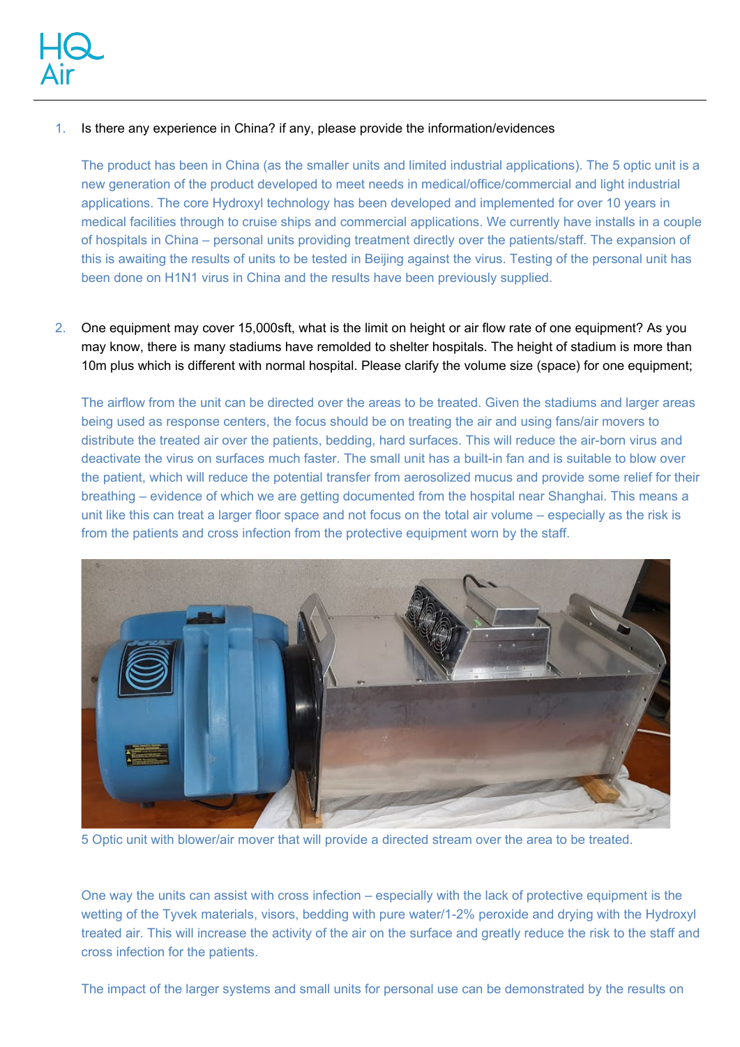1. Is there any experience in China? if any, please provide the information/evidences

   The product has been in China (as the smaller units and limited industrial applications). The 5 optic unit is a new generation of the product developed to meet needs in medical/office/commercial and light industrial applications. The core Hydroxyl technology has been developed and implemented for over 10 years in medical facilities through to cruise ships and commercial applications. We currently have installs in a couple of hospitals in China – personal units providing treatment directly over the patients/staff. The expansion of this is awaiting the results of units to be tested in Beijing against the virus. Testing of the personal unit has been done on H1N1 virus in China and the results have been previously supplied.

2. One equipment may cover 15,000sft, what is the limit on height or air flow rate of one equipment? As you may know, there is many stadiums have remolded to shelter hospitals. The height of stadium is more than 10m plus which is different with normal hospital. Please clarify the volume size (space) for one equipment;

   The airflow from the unit can be directed over the areas to be treated. Given the stadiums and larger areas being used as response centers, the focus should be on treating the air and using fans/air movers to distribute the treated air over the patients, bedding, hard surfaces. This will reduce the air-born virus and deactivate the virus on surfaces much faster. The small unit has a built-in fan and is suitable to blow over the patient, which will reduce the potential transfer from aerosolized mucus and provide some relief for their breathing – evidence of which we are getting documented from the hospital near Shanghai. This means a unit like this can treat a larger floor space and not focus on the total air volume – especially as the risk is from the patients and cross infection from the protective equipment worn by the staff.

   5 Optic unit with blower/air mover that will provide a directed stream over the area to be treated.

   One way the units can assist with cross infection – especially with the lack of protective equipment is the wetting of the Tyvek materials, visors, bedding with pure water/1-2% peroxide and drying with the Hydroxyl treated air. This will increase the activity of the air on the surface and greatly reduce the risk to the staff and cross infection for the patients.

   The impact of the larger systems and small units for personal use can be demonstrated by the results on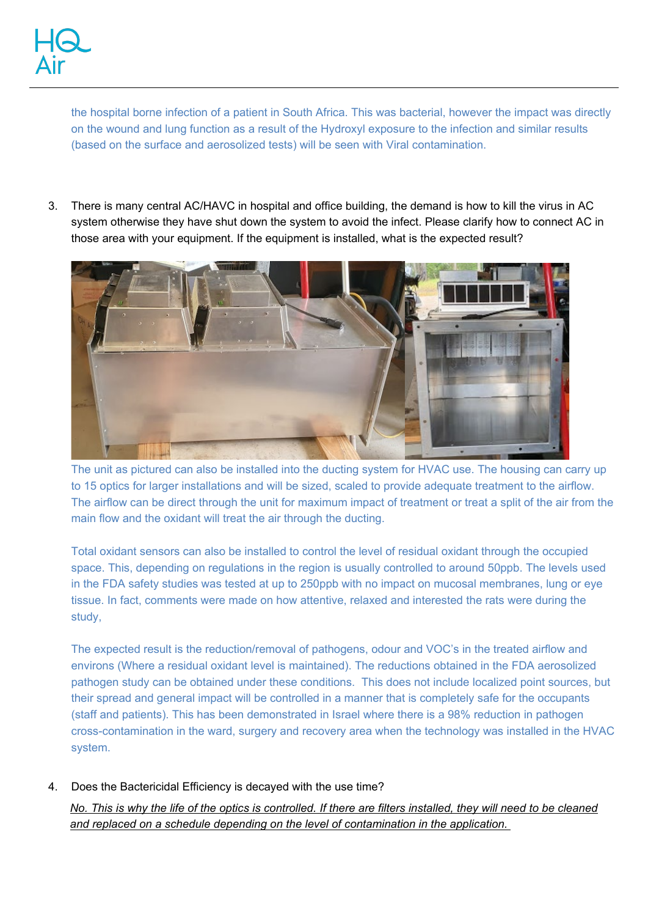the hospital borne infection of a patient in South Africa. This was bacterial, however the impact was directly on the wound and lung function as a result of the Hydroxyl exposure to the infection and similar results (based on the surface and aerosolized tests) will be seen with Viral contamination.

3. There is many central AC/HAVC in hospital and office building, the demand is how to kill the virus in AC system otherwise they have shut down the system to avoid the infect. Please clarify how to connect AC in those area with your equipment. If the equipment is installed, what is the expected result?

   The unit as pictured can also be installed into the ducting system for HVAC use. The housing can carry up to 15 optics for larger installations and will be sized, scaled to provide adequate treatment to the airflow. The airflow can be direct through the unit for maximum impact of treatment or treat a split of the air from the main flow and the oxidant will treat the air through the ducting.

   Total oxidant sensors can also be installed to control the level of residual oxidant through the occupied space. This, depending on regulations in the region is usually controlled to around 50ppb. The levels used in the FDA safety studies was tested at up to 250ppb with no impact on mucosal membranes, lung or eye tissue. In fact, comments were made on how attentive, relaxed and interested the rats were during the study,

   The expected result is the reduction/removal of pathogens, odour and VOC's in the treated airflow and environs (Where a residual oxidant level is maintained). The reductions obtained in the FDA aerosolized pathogen study can be obtained under these conditions. This does not include localized point sources, but their spread and general impact will be controlled in a manner that is completely safe for the occupants (staff and patients). This has been demonstrated in Israel where there is a 98% reduction in pathogen cross-contamination in the ward, surgery and recovery area when the technology was installed in the HVAC system.

4. Does the Bactericidal Efficiency is decayed with the use time?

   _No. This is why the life of the optics is controlled. If there are filters installed, they will need to be cleaned and replaced on a schedule depending on the level of contamination in the application._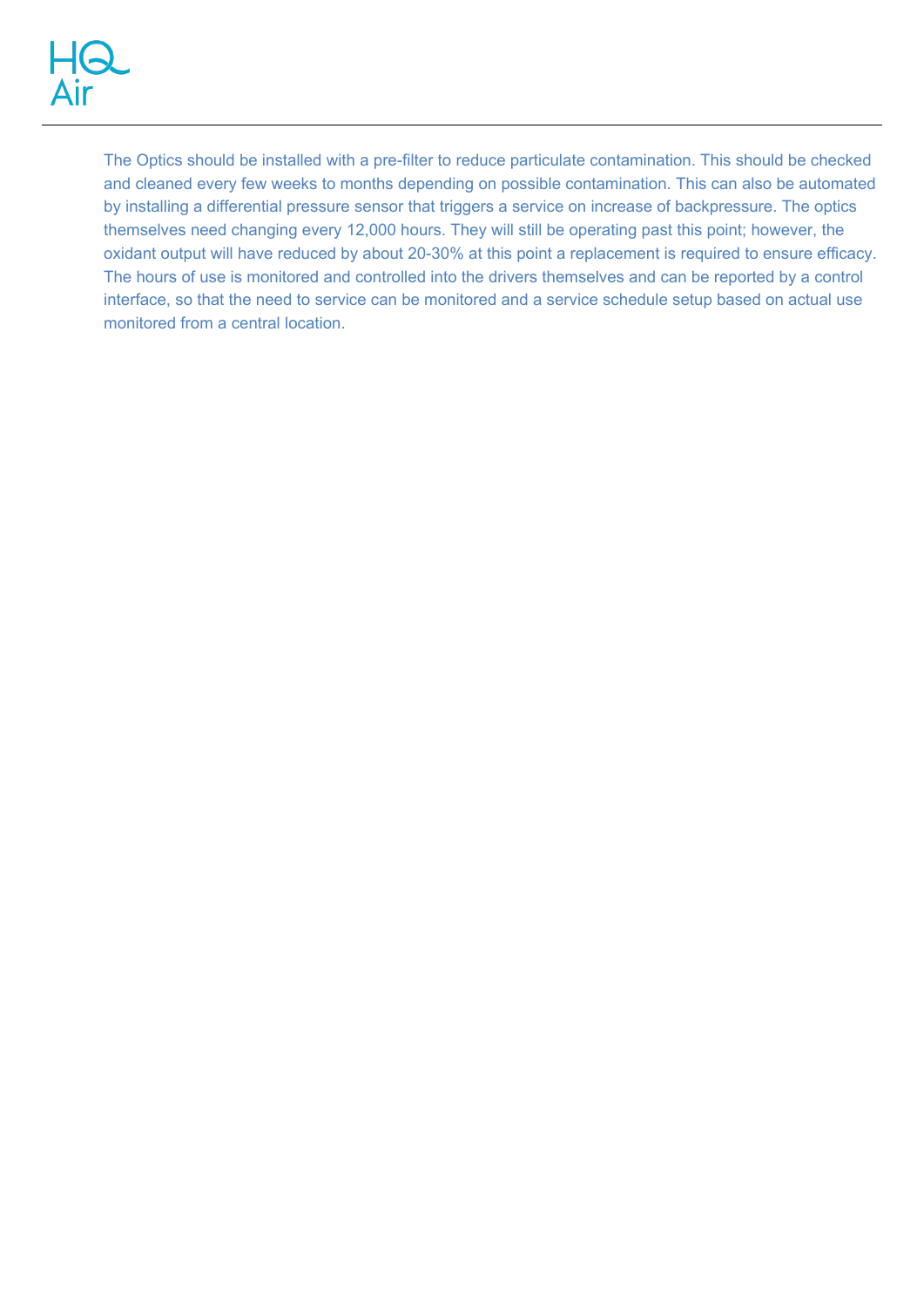The Optics should be installed with a pre-filter to reduce particulate contamination. This should be checked and cleaned every few weeks to months depending on possible contamination. This can also be automated by installing a differential pressure sensor that triggers a service on increase of backpressure. The optics themselves need changing every 12,000 hours. They will still be operating past this point; however, the oxidant output will have reduced by about 20-30% at this point a replacement is required to ensure efficacy. The hours of use is monitored and controlled into the drivers themselves and can be reported by a control interface, so that the need to service can be monitored and a service schedule setup based on actual use monitored from a central location.